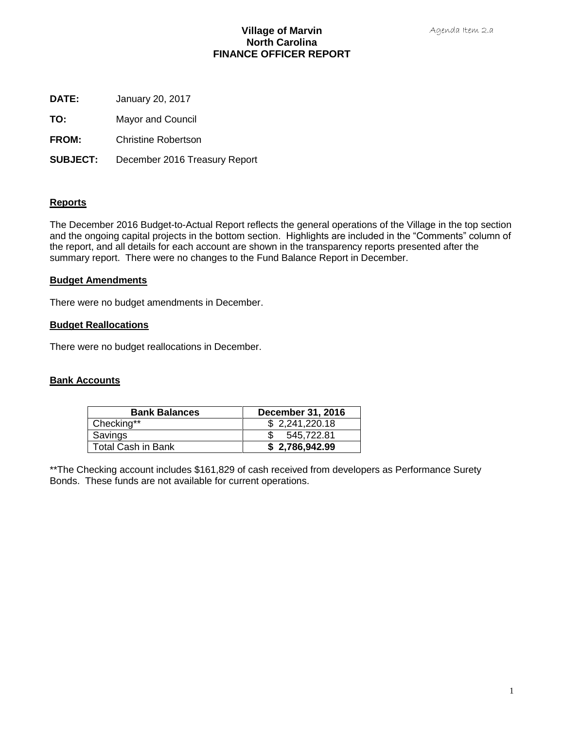Agenda Item 2.a

# Village of Marvin
## North Carolina
## FINANCE OFFICER REPORT

**DATE:** January 20, 2017

**TO:** Mayor and Council

**FROM:** Christine Robertson

**SUBJECT:** December 2016 Treasury Report

**Reports**

The December 2016 Budget-to-Actual Report reflects the general operations of the Village in the top section and the ongoing capital projects in the bottom section. Highlights are included in the "Comments" column of the report, and all details for each account are shown in the transparency reports presented after the summary report. There were no changes to the Fund Balance Report in December.

**Budget Amendments**

There were no budget amendments in December.

**Budget Reallocations**

There were no budget reallocations in December.

**Bank Accounts**

| Bank Balances | December 31, 2016 |
|---|---|
| Checking** | $ 2,241,220.18 |
| Savings | $ 545,722.81 |
| Total Cash in Bank | **$ 2,786,942.99** |

**The Checking account includes $161,829 of cash received from developers as Performance Surety Bonds. These funds are not available for current operations.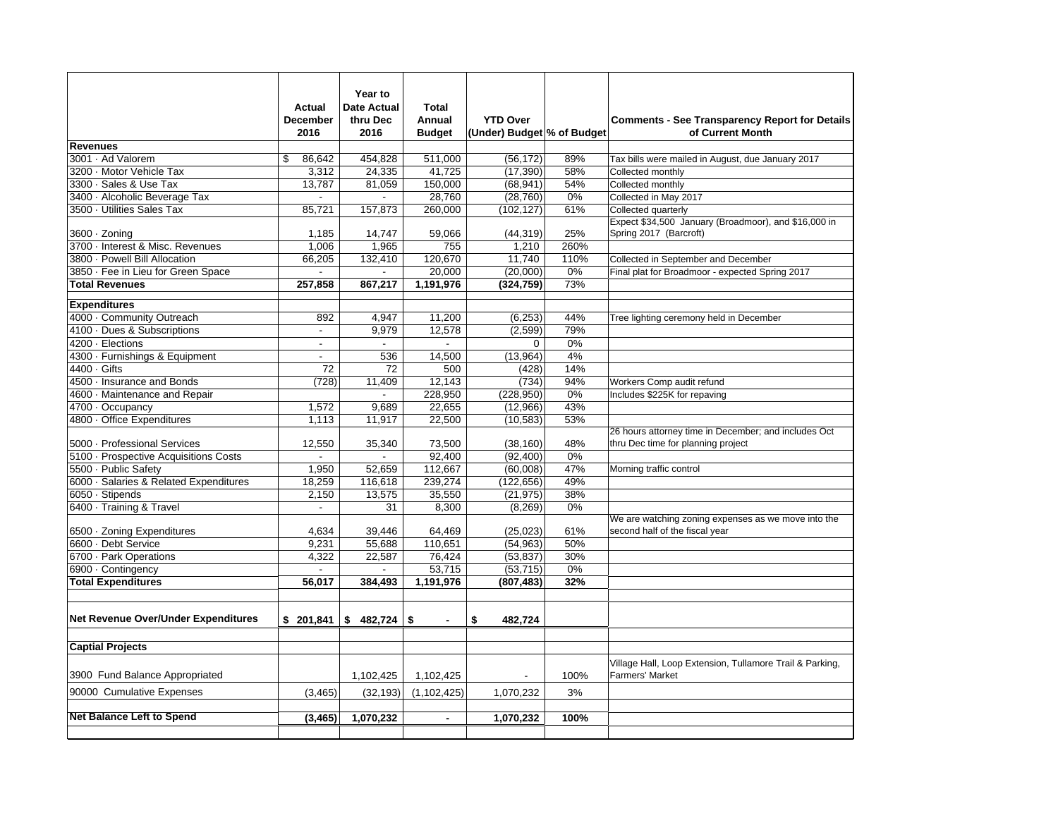| | Actual December 2016 | Year to Date Actual thru Dec 2016 | Total Annual Budget | YTD Over (Under) Budget | % of Budget | Comments - See Transparency Report for Details of Current Month |
|---|---|---|---|---|---|---|
| **Revenues** | | | | | | |
| 3001 · Ad Valorem | $ 86,642 | 454,828 | 511,000 | (56,172) | 89% | Tax bills were mailed in August, due January 2017 |
| 3200 · Motor Vehicle Tax | 3,312 | 24,335 | 41,725 | (17,390) | 58% | Collected monthly |
| 3300 · Sales & Use Tax | 13,787 | 81,059 | 150,000 | (68,941) | 54% | Collected monthly |
| 3400 · Alcoholic Beverage Tax | - | - | 28,760 | (28,760) | 0% | Collected in May 2017 |
| 3500 · Utilities Sales Tax | 85,721 | 157,873 | 260,000 | (102,127) | 61% | Collected quarterly |
| 3600 · Zoning | 1,185 | 14,747 | 59,066 | (44,319) | 25% | Expect $34,500 January (Broadmoor), and $16,000 in Spring 2017 (Barcroft) |
| 3700 · Interest & Misc. Revenues | 1,006 | 1,965 | 755 | 1,210 | 260% | |
| 3800 · Powell Bill Allocation | 66,205 | 132,410 | 120,670 | 11,740 | 110% | Collected in September and December |
| 3850 · Fee in Lieu for Green Space | - | - | 20,000 | (20,000) | 0% | Final plat for Broadmoor - expected Spring 2017 |
| **Total Revenues** | **257,858** | **867,217** | **1,191,976** | **(324,759)** | **73%** | |
| **Expenditures** | | | | | | |
| 4000 · Community Outreach | 892 | 4,947 | 11,200 | (6,253) | 44% | Tree lighting ceremony held in December |
| 4100 · Dues & Subscriptions | - | 9,979 | 12,578 | (2,599) | 79% | |
| 4200 · Elections | - | - | - | 0 | 0% | |
| 4300 · Furnishings & Equipment | - | 536 | 14,500 | (13,964) | 4% | |
| 4400 · Gifts | 72 | 72 | 500 | (428) | 14% | |
| 4500 · Insurance and Bonds | (728) | 11,409 | 12,143 | (734) | 94% | Workers Comp audit refund |
| 4600 · Maintenance and Repair | | - | 228,950 | (228,950) | 0% | Includes $225K for repaving |
| 4700 · Occupancy | 1,572 | 9,689 | 22,655 | (12,966) | 43% | |
| 4800 · Office Expenditures | 1,113 | 11,917 | 22,500 | (10,583) | 53% | |
| 5000 · Professional Services | 12,550 | 35,340 | 73,500 | (38,160) | 48% | 26 hours attorney time in December; and includes Oct thru Dec time for planning project |
| 5100 · Prospective Acquisitions Costs | - | - | 92,400 | (92,400) | 0% | |
| 5500 · Public Safety | 1,950 | 52,659 | 112,667 | (60,008) | 47% | Morning traffic control |
| 6000 · Salaries & Related Expenditures | 18,259 | 116,618 | 239,274 | (122,656) | 49% | |
| 6050 · Stipends | 2,150 | 13,575 | 35,550 | (21,975) | 38% | |
| 6400 · Training & Travel | - | 31 | 8,300 | (8,269) | 0% | |
| 6500 · Zoning Expenditures | 4,634 | 39,446 | 64,469 | (25,023) | 61% | We are watching zoning expenses as we move into the second half of the fiscal year |
| 6600 · Debt Service | 9,231 | 55,688 | 110,651 | (54,963) | 50% | |
| 6700 · Park Operations | 4,322 | 22,587 | 76,424 | (53,837) | 30% | |
| 6900 · Contingency | - | - | 53,715 | (53,715) | 0% | |
| **Total Expenditures** | **56,017** | **384,493** | **1,191,976** | **(807,483)** | **32%** | |
| **Net Revenue Over/Under Expenditures** | **$ 201,841** | **$ 482,724** | **$ -** | **$ 482,724** | | |
| **Captial Projects** | | | | | | |
| 3900 Fund Balance Appropriated | | 1,102,425 | 1,102,425 | - | 100% | Village Hall, Loop Extension, Tullamore Trail & Parking, Farmers' Market |
| 90000 Cumulative Expenses | (3,465) | (32,193) | (1,102,425) | 1,070,232 | 3% | |
| **Net Balance Left to Spend** | **(3,465)** | **1,070,232** | **-** | **1,070,232** | **100%** | |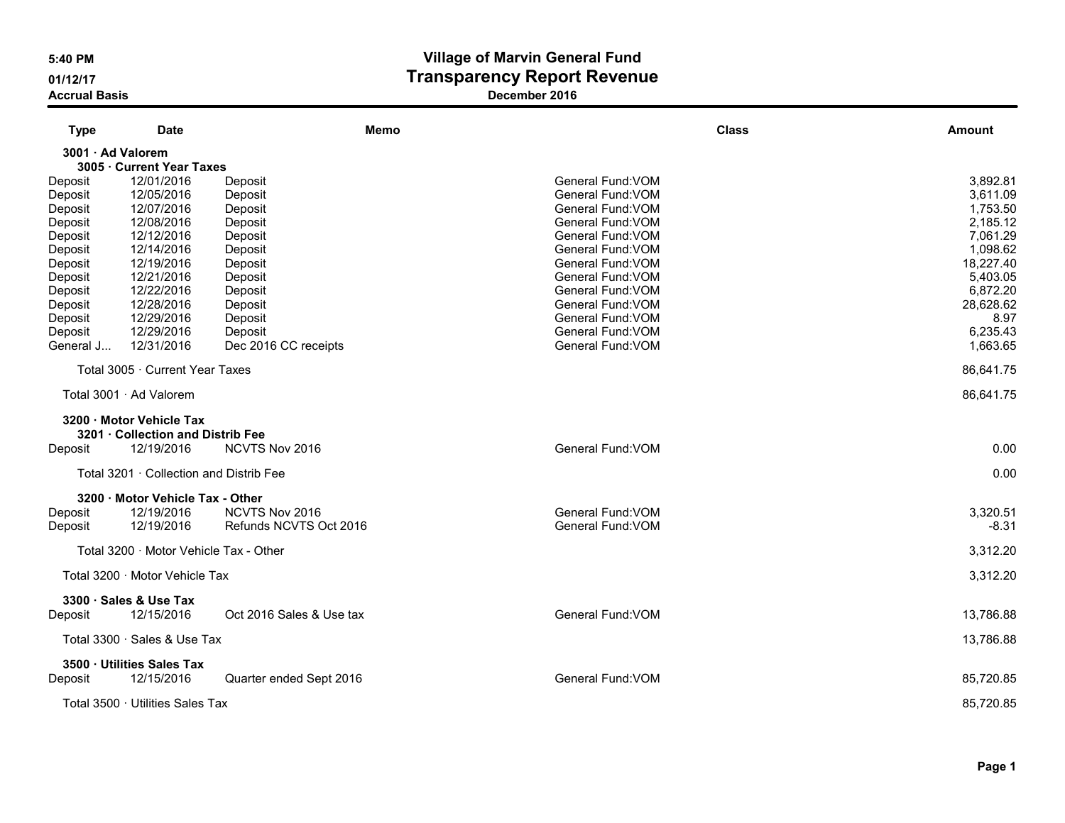**5:40 PM**
**01/12/17**
**Accrual Basis**

# Village of Marvin General Fund
## Transparency Report Revenue
**December 2016**

| Type | Date | Memo | Class | Amount |
|---|---|---|---|---|
| **3001 · Ad Valorem** | | | | |
| **3005 · Current Year Taxes** | | | | |
| Deposit | 12/01/2016 | Deposit | General Fund:VOM | 3,892.81 |
| Deposit | 12/05/2016 | Deposit | General Fund:VOM | 3,611.09 |
| Deposit | 12/07/2016 | Deposit | General Fund:VOM | 1,753.50 |
| Deposit | 12/08/2016 | Deposit | General Fund:VOM | 2,185.12 |
| Deposit | 12/12/2016 | Deposit | General Fund:VOM | 7,061.29 |
| Deposit | 12/14/2016 | Deposit | General Fund:VOM | 1,098.62 |
| Deposit | 12/19/2016 | Deposit | General Fund:VOM | 18,227.40 |
| Deposit | 12/21/2016 | Deposit | General Fund:VOM | 5,403.05 |
| Deposit | 12/22/2016 | Deposit | General Fund:VOM | 6,872.20 |
| Deposit | 12/28/2016 | Deposit | General Fund:VOM | 28,628.62 |
| Deposit | 12/29/2016 | Deposit | General Fund:VOM | 8.97 |
| Deposit | 12/29/2016 | Deposit | General Fund:VOM | 6,235.43 |
| General J... | 12/31/2016 | Dec 2016 CC receipts | General Fund:VOM | 1,663.65 |
| Total 3005 · Current Year Taxes | | | | 86,641.75 |
| Total 3001 · Ad Valorem | | | | 86,641.75 |
| **3200 · Motor Vehicle Tax** | | | | |
| **3201 · Collection and Distrib Fee** | | | | |
| Deposit | 12/19/2016 | NCVTS Nov 2016 | General Fund:VOM | 0.00 |
| Total 3201 · Collection and Distrib Fee | | | | 0.00 |
| **3200 · Motor Vehicle Tax - Other** | | | | |
| Deposit | 12/19/2016 | NCVTS Nov 2016 | General Fund:VOM | 3,320.51 |
| Deposit | 12/19/2016 | Refunds NCVTS Oct 2016 | General Fund:VOM | -8.31 |
| Total 3200 · Motor Vehicle Tax - Other | | | | 3,312.20 |
| Total 3200 · Motor Vehicle Tax | | | | 3,312.20 |
| **3300 · Sales & Use Tax** | | | | |
| Deposit | 12/15/2016 | Oct 2016 Sales & Use tax | General Fund:VOM | 13,786.88 |
| Total 3300 · Sales & Use Tax | | | | 13,786.88 |
| **3500 · Utilities Sales Tax** | | | | |
| Deposit | 12/15/2016 | Quarter ended Sept 2016 | General Fund:VOM | 85,720.85 |
| Total 3500 · Utilities Sales Tax | | | | 85,720.85 |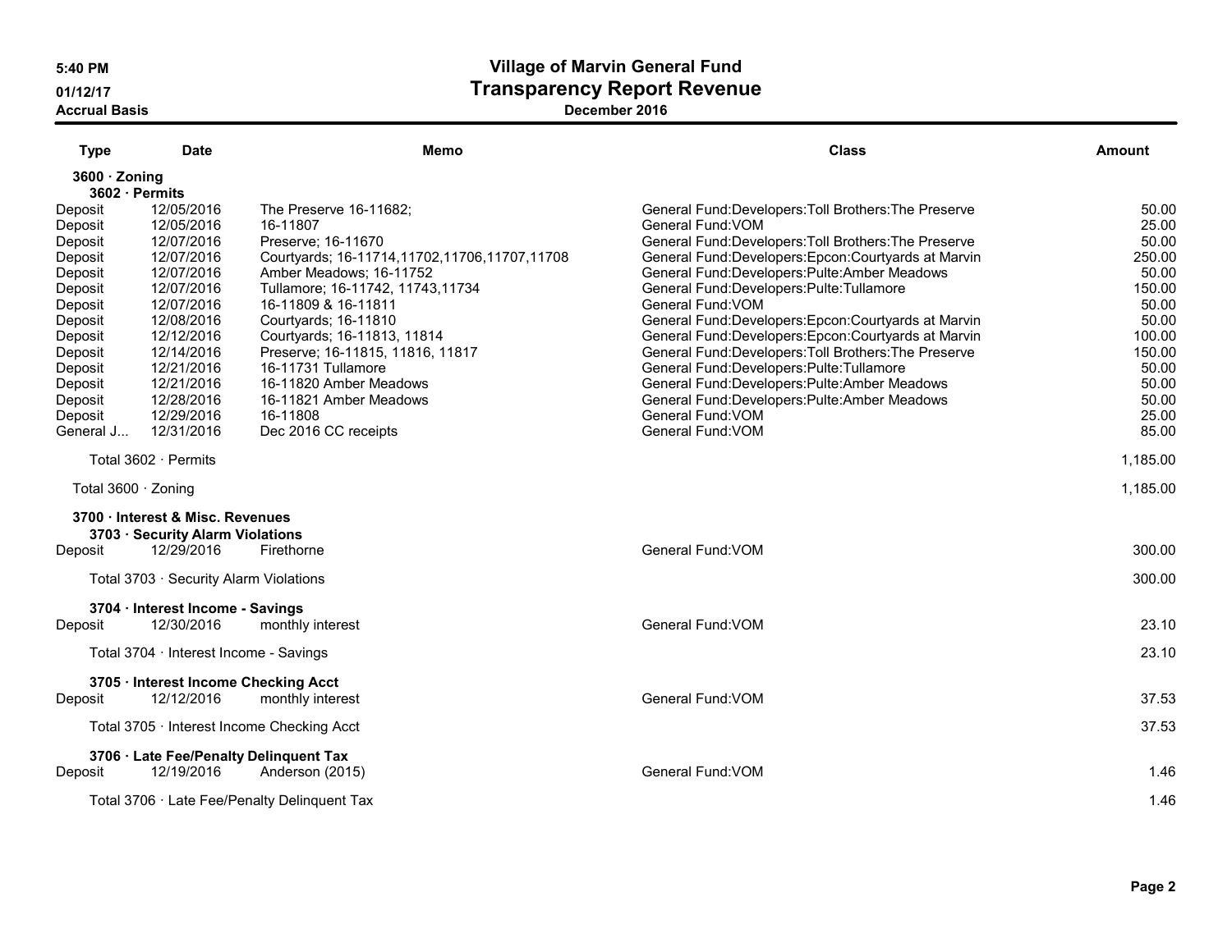# Village of Marvin General Fund
## Transparency Report Revenue
### December 2016

5:40 PM
01/12/17
**Accrual Basis**

| Type | Date | Memo | Class | Amount |
|---|---|---|---|---|
| **3600 · Zoning** | | | | |
| **3602 · Permits** | | | | |
| Deposit | 12/05/2016 | The Preserve 16-11682; | General Fund:Developers:Toll Brothers:The Preserve | 50.00 |
| Deposit | 12/05/2016 | 16-11807 | General Fund:VOM | 25.00 |
| Deposit | 12/07/2016 | Preserve; 16-11670 | General Fund:Developers:Toll Brothers:The Preserve | 50.00 |
| Deposit | 12/07/2016 | Courtyards; 16-11714,11702,11706,11707,11708 | General Fund:Developers:Epcon:Courtyards at Marvin | 250.00 |
| Deposit | 12/07/2016 | Amber Meadows; 16-11752 | General Fund:Developers:Pulte:Amber Meadows | 50.00 |
| Deposit | 12/07/2016 | Tullamore; 16-11742, 11743,11734 | General Fund:Developers:Pulte:Tullamore | 150.00 |
| Deposit | 12/07/2016 | 16-11809 & 16-11811 | General Fund:VOM | 50.00 |
| Deposit | 12/08/2016 | Courtyards; 16-11810 | General Fund:Developers:Epcon:Courtyards at Marvin | 50.00 |
| Deposit | 12/12/2016 | Courtyards; 16-11813, 11814 | General Fund:Developers:Epcon:Courtyards at Marvin | 100.00 |
| Deposit | 12/14/2016 | Preserve; 16-11815, 11816, 11817 | General Fund:Developers:Toll Brothers:The Preserve | 150.00 |
| Deposit | 12/21/2016 | 16-11731 Tullamore | General Fund:Developers:Pulte:Tullamore | 50.00 |
| Deposit | 12/21/2016 | 16-11820 Amber Meadows | General Fund:Developers:Pulte:Amber Meadows | 50.00 |
| Deposit | 12/28/2016 | 16-11821 Amber Meadows | General Fund:Developers:Pulte:Amber Meadows | 50.00 |
| Deposit | 12/29/2016 | 16-11808 | General Fund:VOM | 25.00 |
| General J... | 12/31/2016 | Dec 2016 CC receipts | General Fund:VOM | 85.00 |
| Total 3602 · Permits | | | | 1,185.00 |
| Total 3600 · Zoning | | | | 1,185.00 |
| **3700 · Interest & Misc. Revenues** | | | | |
| **3703 · Security Alarm Violations** | | | | |
| Deposit | 12/29/2016 | Firethorne | General Fund:VOM | 300.00 |
| Total 3703 · Security Alarm Violations | | | | 300.00 |
| **3704 · Interest Income - Savings** | | | | |
| Deposit | 12/30/2016 | monthly interest | General Fund:VOM | 23.10 |
| Total 3704 · Interest Income - Savings | | | | 23.10 |
| **3705 · Interest Income Checking Acct** | | | | |
| Deposit | 12/12/2016 | monthly interest | General Fund:VOM | 37.53 |
| Total 3705 · Interest Income Checking Acct | | | | 37.53 |
| **3706 · Late Fee/Penalty Delinquent Tax** | | | | |
| Deposit | 12/19/2016 | Anderson (2015) | General Fund:VOM | 1.46 |
| Total 3706 · Late Fee/Penalty Delinquent Tax | | | | 1.46 |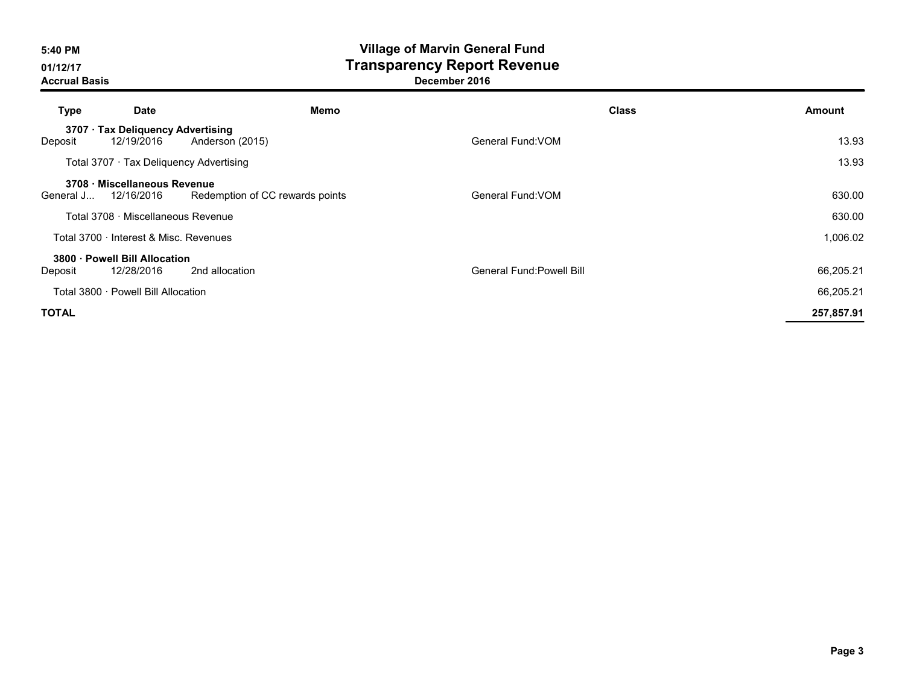# Village of Marvin General Fund
## Transparency Report Revenue
### December 2016

Accrual Basis

| Type | Date | Memo | Class | Amount |
|---|---|---|---|---|
| **3707 · Tax Deliquency Advertising** | | | | |
| Deposit | 12/19/2016 | Anderson (2015) | General Fund:VOM | 13.93 |
| Total 3707 · Tax Deliquency Advertising | | | | 13.93 |
| **3708 · Miscellaneous Revenue** | | | | |
| General J... | 12/16/2016 | Redemption of CC rewards points | General Fund:VOM | 630.00 |
| Total 3708 · Miscellaneous Revenue | | | | 630.00 |
| Total 3700 · Interest & Misc. Revenues | | | | 1,006.02 |
| **3800 · Powell Bill Allocation** | | | | |
| Deposit | 12/28/2016 | 2nd allocation | General Fund:Powell Bill | 66,205.21 |
| Total 3800 · Powell Bill Allocation | | | | 66,205.21 |
| **TOTAL** | | | | **257,857.91** |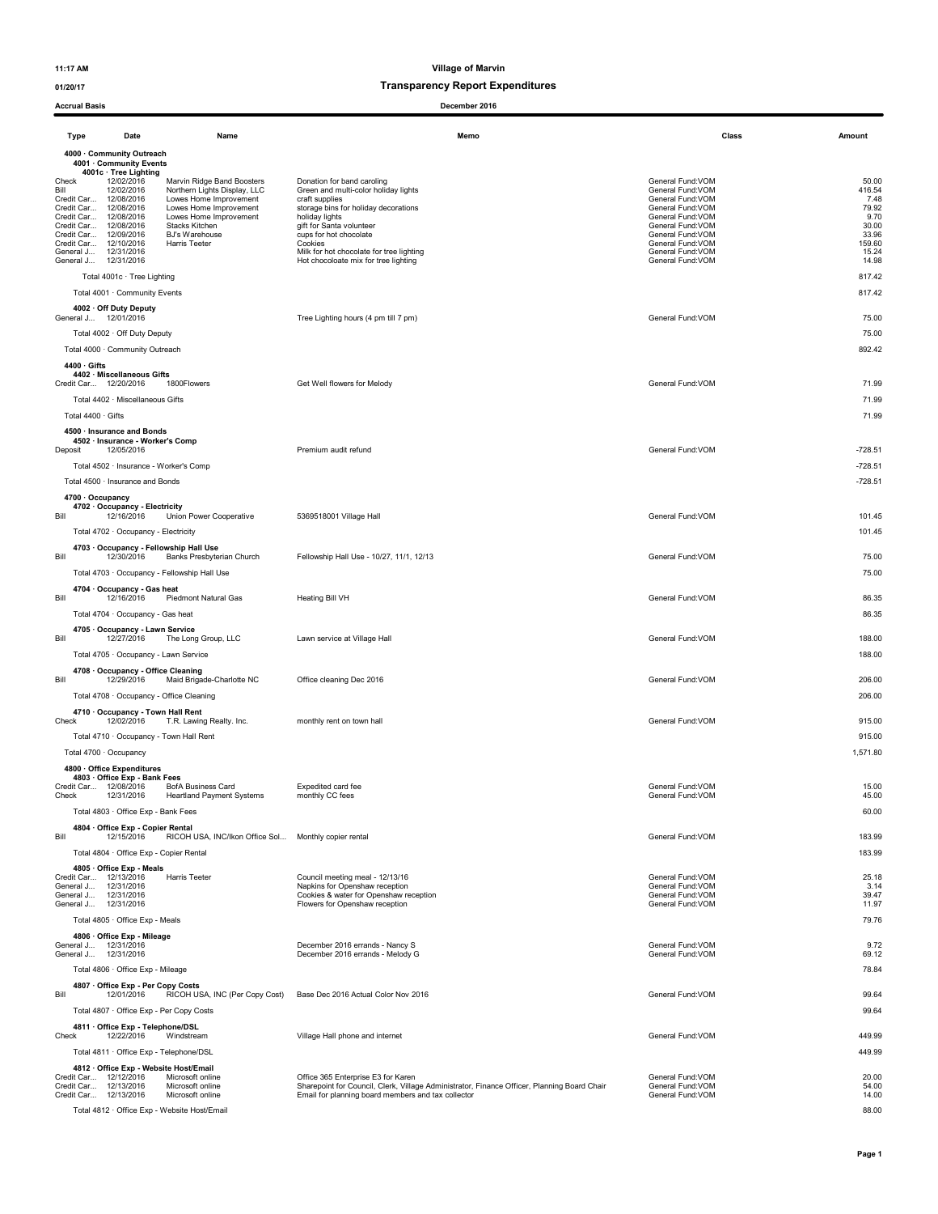**Village of Marvin**

**Transparency Report Expenditures**

**Accrual Basis** — **December 2016**

| Type | Date | Name | Memo | Class | Amount |
|---|---|---|---|---|---|
| **4000 · Community Outreach** | | | | | |
| **4001 · Community Events** | | | | | |
| **4001c · Tree Lighting** | | | | | |
| Check | 12/02/2016 | Marvin Ridge Band Boosters | Donation for band caroling | General Fund:VOM | 50.00 |
| Bill | 12/02/2016 | Northern Lights Display, LLC | Green and multi-color holiday lights | General Fund:VOM | 416.54 |
| Credit Car... | 12/08/2016 | Lowes Home Improvement | craft supplies | General Fund:VOM | 7.48 |
| Credit Car... | 12/08/2016 | Lowes Home Improvement | storage bins for holiday decorations | General Fund:VOM | 79.92 |
| Credit Car... | 12/08/2016 | Lowes Home Improvement | holiday lights | General Fund:VOM | 9.70 |
| Credit Car... | 12/08/2016 | Stacks Kitchen | gift for Santa volunteer | General Fund:VOM | 30.00 |
| Credit Car... | 12/09/2016 | BJ's Warehouse | cups for hot chocolate | General Fund:VOM | 33.96 |
| Credit Car... | 12/10/2016 | Harris Teeter | Cookies | General Fund:VOM | 159.60 |
| General J... | 12/31/2016 | | Milk for hot chocolate for tree lighting | General Fund:VOM | 15.24 |
| General J... | 12/31/2016 | | Hot chocoloate mix for tree lighting | General Fund:VOM | 14.98 |
| Total 4001c · Tree Lighting | | | | | 817.42 |
| Total 4001 · Community Events | | | | | 817.42 |
| **4002 · Off Duty Deputy** | | | | | |
| General J... | 12/01/2016 | | Tree Lighting hours (4 pm till 7 pm) | General Fund:VOM | 75.00 |
| Total 4002 · Off Duty Deputy | | | | | 75.00 |
| Total 4000 · Community Outreach | | | | | 892.42 |
| **4400 · Gifts** | | | | | |
| **4402 · Miscellaneous Gifts** | | | | | |
| Credit Car... | 12/20/2016 | 1800Flowers | Get Well flowers for Melody | General Fund:VOM | 71.99 |
| Total 4402 · Miscellaneous Gifts | | | | | 71.99 |
| Total 4400 · Gifts | | | | | 71.99 |
| **4500 · Insurance and Bonds** | | | | | |
| **4502 · Insurance - Worker's Comp** | | | | | |
| Deposit | 12/05/2016 | | Premium audit refund | General Fund:VOM | -728.51 |
| Total 4502 · Insurance - Worker's Comp | | | | | -728.51 |
| Total 4500 · Insurance and Bonds | | | | | -728.51 |
| **4700 · Occupancy** | | | | | |
| **4702 · Occupancy - Electricity** | | | | | |
| Bill | 12/16/2016 | Union Power Cooperative | 5369518001 Village Hall | General Fund:VOM | 101.45 |
| Total 4702 · Occupancy - Electricity | | | | | 101.45 |
| **4703 · Occupancy - Fellowship Hall Use** | | | | | |
| Bill | 12/30/2016 | Banks Presbyterian Church | Fellowship Hall Use - 10/27, 11/1, 12/13 | General Fund:VOM | 75.00 |
| Total 4703 · Occupancy - Fellowship Hall Use | | | | | 75.00 |
| **4704 · Occupancy - Gas heat** | | | | | |
| Bill | 12/16/2016 | Piedmont Natural Gas | Heating Bill VH | General Fund:VOM | 86.35 |
| Total 4704 · Occupancy - Gas heat | | | | | 86.35 |
| **4705 · Occupancy - Lawn Service** | | | | | |
| Bill | 12/27/2016 | The Long Group, LLC | Lawn service at Village Hall | General Fund:VOM | 188.00 |
| Total 4705 · Occupancy - Lawn Service | | | | | 188.00 |
| **4708 · Occupancy - Office Cleaning** | | | | | |
| Bill | 12/29/2016 | Maid Brigade-Charlotte NC | Office cleaning Dec 2016 | General Fund:VOM | 206.00 |
| Total 4708 · Occupancy - Office Cleaning | | | | | 206.00 |
| **4710 · Occupancy - Town Hall Rent** | | | | | |
| Check | 12/02/2016 | T.R. Lawing Realty. Inc. | monthly rent on town hall | General Fund:VOM | 915.00 |
| Total 4710 · Occupancy - Town Hall Rent | | | | | 915.00 |
| Total 4700 · Occupancy | | | | | 1,571.80 |
| **4800 · Office Expenditures** | | | | | |
| **4803 · Office Exp - Bank Fees** | | | | | |
| Credit Car... | 12/08/2016 | BofA Business Card | Expedited card fee | General Fund:VOM | 15.00 |
| Check | 12/31/2016 | Heartland Payment Systems | monthly CC fees | General Fund:VOM | 45.00 |
| Total 4803 · Office Exp - Bank Fees | | | | | 60.00 |
| **4804 · Office Exp - Copier Rental** | | | | | |
| Bill | 12/15/2016 | RICOH USA, INC/Ikon Office Sol... | Monthly copier rental | General Fund:VOM | 183.99 |
| Total 4804 · Office Exp - Copier Rental | | | | | 183.99 |
| **4805 · Office Exp - Meals** | | | | | |
| Credit Car... | 12/13/2016 | Harris Teeter | Council meeting meal - 12/13/16 | General Fund:VOM | 25.18 |
| General J... | 12/31/2016 | | Napkins for Openshaw reception | General Fund:VOM | 3.14 |
| General J... | 12/31/2016 | | Cookies & water for Openshaw reception | General Fund:VOM | 39.47 |
| General J... | 12/31/2016 | | Flowers for Openshaw reception | General Fund:VOM | 11.97 |
| Total 4805 · Office Exp - Meals | | | | | 79.76 |
| **4806 · Office Exp - Mileage** | | | | | |
| General J... | 12/31/2016 | | December 2016 errands - Nancy S | General Fund:VOM | 9.72 |
| General J... | 12/31/2016 | | December 2016 errands - Melody G | General Fund:VOM | 69.12 |
| Total 4806 · Office Exp - Mileage | | | | | 78.84 |
| **4807 · Office Exp - Per Copy Costs** | | | | | |
| Bill | 12/01/2016 | RICOH USA, INC (Per Copy Cost) | Base Dec 2016 Actual Color Nov 2016 | General Fund:VOM | 99.64 |
| Total 4807 · Office Exp - Per Copy Costs | | | | | 99.64 |
| **4811 · Office Exp - Telephone/DSL** | | | | | |
| Check | 12/22/2016 | Windstream | Village Hall phone and internet | General Fund:VOM | 449.99 |
| Total 4811 · Office Exp - Telephone/DSL | | | | | 449.99 |
| **4812 · Office Exp - Website Host/Email** | | | | | |
| Credit Car... | 12/12/2016 | Microsoft online | Office 365 Enterprise E3 for Karen | General Fund:VOM | 20.00 |
| Credit Car... | 12/13/2016 | Microsoft online | Sharepoint for Council, Clerk, Village Administrator, Finance Officer, Planning Board Chair | General Fund:VOM | 54.00 |
| Credit Car... | 12/13/2016 | Microsoft online | Email for planning board members and tax collector | General Fund:VOM | 14.00 |
| Total 4812 · Office Exp - Website Host/Email | | | | | 88.00 |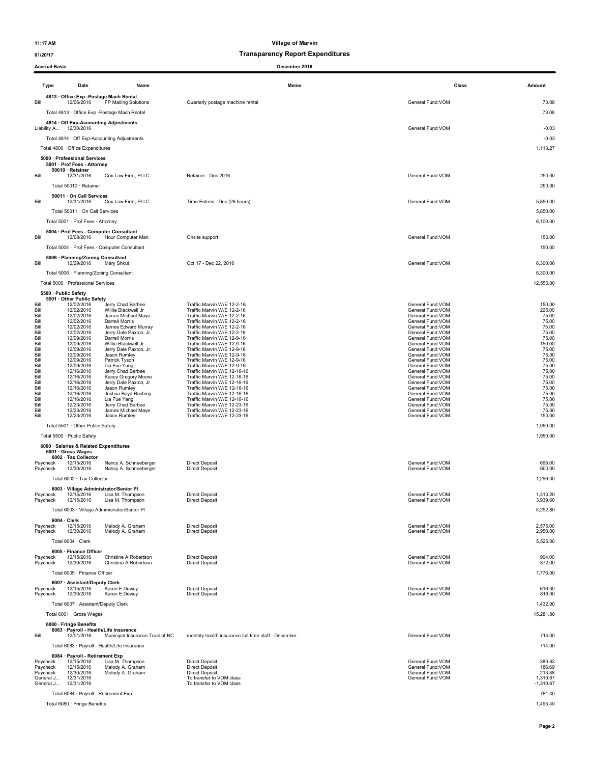**11:17 AM** **Village of Marvin**

**01/20/17** **Transparency Report Expenditures**

**Accrual Basis** **December 2016**

| Type | Date | Name | Memo | Class | Amount |
|---|---|---|---|---|---|
| **4813 · Office Exp -Postage Mach Rental** | | | | | |
| Bill | 12/06/2016 | FP Mailing Solutions | Quarterly postage machine rental | General Fund:VOM | 73.08 |
| Total 4813 · Office Exp -Postage Mach Rental | | | | | 73.08 |
| **4814 · Off Exp-Accounting Adjustments** | | | | | |
| Liability A... | 12/30/2016 | | | General Fund:VOM | -0.03 |
| Total 4814 · Off Exp-Accounting Adjustments | | | | | -0.03 |
| Total 4800 · Office Expenditures | | | | | 1,113.27 |
| **5000 · Professional Services** | | | | | |
| **5001 · Prof Fees - Attorney** | | | | | |
| **50010 · Retainer** | | | | | |
| Bill | 12/31/2016 | Cox Law Firm, PLLC | Retainer - Dec 2016 | General Fund:VOM | 250.00 |
| Total 50010 · Retainer | | | | | 250.00 |
| **50011 · On Call Services** | | | | | |
| Bill | 12/31/2016 | Cox Law Firm, PLLC | Time Entries - Dec (26 hours) | General Fund:VOM | 5,850.00 |
| Total 50011 · On Call Services | | | | | 5,850.00 |
| Total 5001 · Prof Fees - Attorney | | | | | 6,100.00 |
| **5004 · Prof Fees - Computer Consultant** | | | | | |
| Bill | 12/08/2016 | Hour Computer Man | Onsite support | General Fund:VOM | 150.00 |
| Total 5004 · Prof Fees - Computer Consultant | | | | | 150.00 |
| **5006 · Planning/Zoning Consultant** | | | | | |
| Bill | 12/29/2016 | Mary Shkut | Oct 17 - Dec 22, 2016 | General Fund:VOM | 6,300.00 |
| Total 5006 · Planning/Zoning Consultant | | | | | 6,300.00 |
| Total 5000 · Professional Services | | | | | 12,550.00 |
| **5500 · Public Safety** | | | | | |
| **5501 · Other Public Safety** | | | | | |
| Bill | 12/02/2016 | Jerry Chad Barbee | Traffic Marvin W/E 12-2-16 | General Fund:VOM | 150.00 |
| Bill | 12/02/2016 | Willie Blackwell Jr | Traffic Marvin W/E 12-2-16 | General Fund:VOM | 225.00 |
| Bill | 12/02/2016 | James Michael Maye | Traffic Marvin W/E 12-2-16 | General Fund:VOM | 75.00 |
| Bill | 12/02/2016 | Darrell Morris | Traffic Marvin W/E 12-2-16 | General Fund:VOM | 75.00 |
| Bill | 12/02/2016 | James Edward Murray | Traffic Marvin W/E 12-2-16 | General Fund:VOM | 75.00 |
| Bill | 12/02/2016 | Jerry Dale Paxton, Jr. | Traffic Marvin W/E 12-2-16 | General Fund:VOM | 75.00 |
| Bill | 12/09/2016 | Darrell Morris | Traffic Marvin W/E 12-9-16 | General Fund:VOM | 75.00 |
| Bill | 12/09/2016 | Willie Blackwell Jr | Traffic Marvin W/E 12-9-16 | General Fund:VOM | 150.00 |
| Bill | 12/09/2016 | Jerry Dale Paxton, Jr. | Traffic Marvin W/E 12-9-16 | General Fund:VOM | 75.00 |
| Bill | 12/09/2016 | Jason Rumley | Traffic Marvin W/E 12-9-16 | General Fund:VOM | 75.00 |
| Bill | 12/09/2016 | Patrick Tyson | Traffic Marvin W/E 12-9-16 | General Fund:VOM | 75.00 |
| Bill | 12/09/2016 | Lia Fue Yang | Traffic Marvin W/E 12-9-16 | General Fund:VOM | 75.00 |
| Bill | 12/16/2016 | Jerry Chad Barbee | Traffic Marvin W/E 12-16-16 | General Fund:VOM | 75.00 |
| Bill | 12/16/2016 | Kacey Gregory Moore | Traffic Marvin W/E 12-16-16 | General Fund:VOM | 75.00 |
| Bill | 12/16/2016 | Jerry Dale Paxton, Jr. | Traffic Marvin W/E 12-16-16 | General Fund:VOM | 75.00 |
| Bill | 12/16/2016 | Jason Rumley | Traffic Marvin W/E 12-16-16 | General Fund:VOM | 75.00 |
| Bill | 12/16/2016 | Joshua Boyd Rushing | Traffic Marvin W/E 12-16-16 | General Fund:VOM | 75.00 |
| Bill | 12/16/2016 | Lia Fue Yang | Traffic Marvin W/E 12-16-16 | General Fund:VOM | 75.00 |
| Bill | 12/23/2016 | Jerry Chad Barbee | Traffic Marvin W/E 12-23-16 | General Fund:VOM | 75.00 |
| Bill | 12/23/2016 | James Michael Maye | Traffic Marvin W/E 12-23-16 | General Fund:VOM | 75.00 |
| Bill | 12/23/2016 | Jason Rumley | Traffic Marvin W/E 12-23-16 | General Fund:VOM | 150.00 |
| Total 5501 · Other Public Safety | | | | | 1,950.00 |
| Total 5500 · Public Safety | | | | | 1,950.00 |
| **6000 · Salaries & Related Expenditures** | | | | | |
| **6001 · Gross Wages** | | | | | |
| **6002 · Tax Collector** | | | | | |
| Paycheck | 12/15/2016 | Nancy A. Schneeberger | Direct Deposit | General Fund:VOM | 696.00 |
| Paycheck | 12/30/2016 | Nancy A. Schneeberger | Direct Deposit | General Fund:VOM | 600.00 |
| Total 6002 · Tax Collector | | | | | 1,296.00 |
| **6003 · Village Administrator/Senior Pl** | | | | | |
| Paycheck | 12/15/2016 | Lisa M. Thompson | Direct Deposit | General Fund:VOM | 1,313.20 |
| Paycheck | 12/15/2016 | Lisa M. Thompson | Direct Deposit | General Fund:VOM | 3,939.60 |
| Total 6003 · Village Administrator/Senior Pl | | | | | 5,252.80 |
| **6004 · Clerk** | | | | | |
| Paycheck | 12/15/2016 | Melody A. Graham | Direct Deposit | General Fund:VOM | 2,575.00 |
| Paycheck | 12/30/2016 | Melody A. Graham | Direct Deposit | General Fund:VOM | 2,950.00 |
| Total 6004 · Clerk | | | | | 5,525.00 |
| **6005 · Finance Officer** | | | | | |
| Paycheck | 12/15/2016 | Christine A Robertson | Direct Deposit | General Fund:VOM | 904.00 |
| Paycheck | 12/30/2016 | Christine A Robertson | Direct Deposit | General Fund:VOM | 872.00 |
| Total 6005 · Finance Officer | | | | | 1,776.00 |
| **6007 · Assistant/Deputy Clerk** | | | | | |
| Paycheck | 12/15/2016 | Karen E Dewey | Direct Deposit | General Fund:VOM | 616.00 |
| Paycheck | 12/30/2016 | Karen E Dewey | Direct Deposit | General Fund:VOM | 816.00 |
| Total 6007 · Assistant/Deputy Clerk | | | | | 1,432.00 |
| Total 6001 · Gross Wages | | | | | 15,281.80 |
| **6080 · Fringe Benefits** | | | | | |
| **6083 · Payroll - Health/Life Insurance** | | | | | |
| Bill | 12/01/2016 | Municipal Insurance Trust of NC | monthly health insurance full time staff - December | General Fund:VOM | 714.00 |
| Total 6083 · Payroll - Health/Life Insurance | | | | | 714.00 |
| **6084 · Payroll - Retirement Exp** | | | | | |
| Paycheck | 12/15/2016 | Lisa M. Thompson | Direct Deposit | General Fund:VOM | 380.83 |
| Paycheck | 12/15/2016 | Melody A. Graham | Direct Deposit | General Fund:VOM | 186.69 |
| Paycheck | 12/30/2016 | Melody A. Graham | Direct Deposit | General Fund:VOM | 213.88 |
| General J... | 12/31/2016 | | To transfer to VOM class | General Fund:VOM | 1,310.67 |
| General J... | 12/31/2016 | | To transfer to VOM class | | -1,310.67 |
| Total 6084 · Payroll - Retirement Exp | | | | | 781.40 |
| Total 6080 · Fringe Benefits | | | | | 1,495.40 |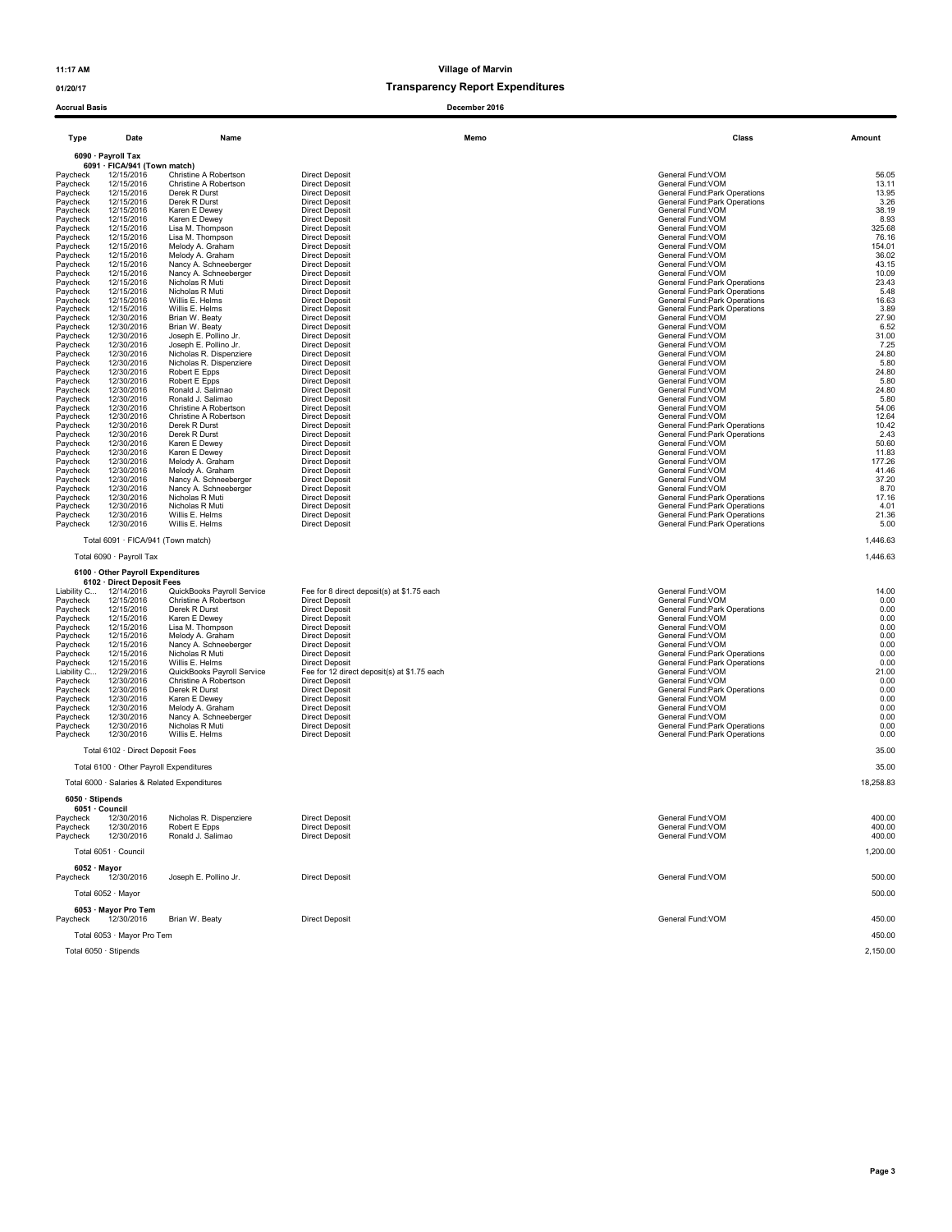**Village of Marvin**

**Transparency Report Expenditures**

**December 2016**

11:17 AM
01/20/17
Accrual Basis

| Type | Date | Name | Memo | Class | Amount |
|---|---|---|---|---|---|
| **6090 · Payroll Tax** | | | | | |
| **6091 · FICA/941 (Town match)** | | | | | |
| Paycheck | 12/15/2016 | Christine A Robertson | Direct Deposit | General Fund:VOM | 56.05 |
| Paycheck | 12/15/2016 | Christine A Robertson | Direct Deposit | General Fund:VOM | 13.11 |
| Paycheck | 12/15/2016 | Derek R Durst | Direct Deposit | General Fund:Park Operations | 13.95 |
| Paycheck | 12/15/2016 | Derek R Durst | Direct Deposit | General Fund:Park Operations | 3.26 |
| Paycheck | 12/15/2016 | Karen E Dewey | Direct Deposit | General Fund:VOM | 38.19 |
| Paycheck | 12/15/2016 | Karen E Dewey | Direct Deposit | General Fund:VOM | 8.93 |
| Paycheck | 12/15/2016 | Lisa M. Thompson | Direct Deposit | General Fund:VOM | 325.68 |
| Paycheck | 12/15/2016 | Lisa M. Thompson | Direct Deposit | General Fund:VOM | 76.16 |
| Paycheck | 12/15/2016 | Melody A. Graham | Direct Deposit | General Fund:VOM | 154.01 |
| Paycheck | 12/15/2016 | Melody A. Graham | Direct Deposit | General Fund:VOM | 36.02 |
| Paycheck | 12/15/2016 | Nancy A. Schneeberger | Direct Deposit | General Fund:VOM | 43.15 |
| Paycheck | 12/15/2016 | Nancy A. Schneeberger | Direct Deposit | General Fund:VOM | 10.09 |
| Paycheck | 12/15/2016 | Nicholas R Muti | Direct Deposit | General Fund:Park Operations | 23.43 |
| Paycheck | 12/15/2016 | Nicholas R Muti | Direct Deposit | General Fund:Park Operations | 5.48 |
| Paycheck | 12/15/2016 | Willis E. Helms | Direct Deposit | General Fund:Park Operations | 16.63 |
| Paycheck | 12/15/2016 | Willis E. Helms | Direct Deposit | General Fund:Park Operations | 3.89 |
| Paycheck | 12/30/2016 | Brian W. Beaty | Direct Deposit | General Fund:VOM | 27.90 |
| Paycheck | 12/30/2016 | Brian W. Beaty | Direct Deposit | General Fund:VOM | 6.52 |
| Paycheck | 12/30/2016 | Joseph E. Pollino Jr. | Direct Deposit | General Fund:VOM | 31.00 |
| Paycheck | 12/30/2016 | Joseph E. Pollino Jr. | Direct Deposit | General Fund:VOM | 7.25 |
| Paycheck | 12/30/2016 | Nicholas R. Dispenziere | Direct Deposit | General Fund:VOM | 24.80 |
| Paycheck | 12/30/2016 | Nicholas R. Dispenziere | Direct Deposit | General Fund:VOM | 5.80 |
| Paycheck | 12/30/2016 | Robert E Epps | Direct Deposit | General Fund:VOM | 24.80 |
| Paycheck | 12/30/2016 | Robert E Epps | Direct Deposit | General Fund:VOM | 5.80 |
| Paycheck | 12/30/2016 | Ronald J. Salimao | Direct Deposit | General Fund:VOM | 24.80 |
| Paycheck | 12/30/2016 | Ronald J. Salimao | Direct Deposit | General Fund:VOM | 5.80 |
| Paycheck | 12/30/2016 | Christine A Robertson | Direct Deposit | General Fund:VOM | 54.06 |
| Paycheck | 12/30/2016 | Christine A Robertson | Direct Deposit | General Fund:VOM | 12.64 |
| Paycheck | 12/30/2016 | Derek R Durst | Direct Deposit | General Fund:Park Operations | 10.42 |
| Paycheck | 12/30/2016 | Derek R Durst | Direct Deposit | General Fund:Park Operations | 2.43 |
| Paycheck | 12/30/2016 | Karen E Dewey | Direct Deposit | General Fund:VOM | 50.60 |
| Paycheck | 12/30/2016 | Karen E Dewey | Direct Deposit | General Fund:VOM | 11.83 |
| Paycheck | 12/30/2016 | Melody A. Graham | Direct Deposit | General Fund:VOM | 177.26 |
| Paycheck | 12/30/2016 | Melody A. Graham | Direct Deposit | General Fund:VOM | 41.46 |
| Paycheck | 12/30/2016 | Nancy A. Schneeberger | Direct Deposit | General Fund:VOM | 37.20 |
| Paycheck | 12/30/2016 | Nancy A. Schneeberger | Direct Deposit | General Fund:VOM | 8.70 |
| Paycheck | 12/30/2016 | Nicholas R Muti | Direct Deposit | General Fund:Park Operations | 17.16 |
| Paycheck | 12/30/2016 | Nicholas R Muti | Direct Deposit | General Fund:Park Operations | 4.01 |
| Paycheck | 12/30/2016 | Willis E. Helms | Direct Deposit | General Fund:Park Operations | 21.36 |
| Paycheck | 12/30/2016 | Willis E. Helms | Direct Deposit | General Fund:Park Operations | 5.00 |
| Total 6091 · FICA/941 (Town match) | | | | | 1,446.63 |
| Total 6090 · Payroll Tax | | | | | 1,446.63 |
| **6100 · Other Payroll Expenditures** | | | | | |
| **6102 · Direct Deposit Fees** | | | | | |
| Liability C... | 12/14/2016 | QuickBooks Payroll Service | Fee for 8 direct deposit(s) at $1.75 each | General Fund:VOM | 14.00 |
| Paycheck | 12/15/2016 | Christine A Robertson | Direct Deposit | General Fund:VOM | 0.00 |
| Paycheck | 12/15/2016 | Derek R Durst | Direct Deposit | General Fund:Park Operations | 0.00 |
| Paycheck | 12/15/2016 | Karen E Dewey | Direct Deposit | General Fund:VOM | 0.00 |
| Paycheck | 12/15/2016 | Lisa M. Thompson | Direct Deposit | General Fund:VOM | 0.00 |
| Paycheck | 12/15/2016 | Melody A. Graham | Direct Deposit | General Fund:VOM | 0.00 |
| Paycheck | 12/15/2016 | Nancy A. Schneeberger | Direct Deposit | General Fund:VOM | 0.00 |
| Paycheck | 12/15/2016 | Nicholas R Muti | Direct Deposit | General Fund:Park Operations | 0.00 |
| Paycheck | 12/15/2016 | Willis E. Helms | Direct Deposit | General Fund:Park Operations | 0.00 |
| Liability C... | 12/29/2016 | QuickBooks Payroll Service | Fee for 12 direct deposit(s) at $1.75 each | General Fund:VOM | 21.00 |
| Paycheck | 12/30/2016 | Christine A Robertson | Direct Deposit | General Fund:VOM | 0.00 |
| Paycheck | 12/30/2016 | Derek R Durst | Direct Deposit | General Fund:Park Operations | 0.00 |
| Paycheck | 12/30/2016 | Karen E Dewey | Direct Deposit | General Fund:VOM | 0.00 |
| Paycheck | 12/30/2016 | Melody A. Graham | Direct Deposit | General Fund:VOM | 0.00 |
| Paycheck | 12/30/2016 | Nancy A. Schneeberger | Direct Deposit | General Fund:VOM | 0.00 |
| Paycheck | 12/30/2016 | Nicholas R Muti | Direct Deposit | General Fund:Park Operations | 0.00 |
| Paycheck | 12/30/2016 | Willis E. Helms | Direct Deposit | General Fund:Park Operations | 0.00 |
| Total 6102 · Direct Deposit Fees | | | | | 35.00 |
| Total 6100 · Other Payroll Expenditures | | | | | 35.00 |
| Total 6000 · Salaries & Related Expenditures | | | | | 18,258.83 |
| **6050 · Stipends** | | | | | |
| **6051 · Council** | | | | | |
| Paycheck | 12/30/2016 | Nicholas R. Dispenziere | Direct Deposit | General Fund:VOM | 400.00 |
| Paycheck | 12/30/2016 | Robert E Epps | Direct Deposit | General Fund:VOM | 400.00 |
| Paycheck | 12/30/2016 | Ronald J. Salimao | Direct Deposit | General Fund:VOM | 400.00 |
| Total 6051 · Council | | | | | 1,200.00 |
| **6052 · Mayor** | | | | | |
| Paycheck | 12/30/2016 | Joseph E. Pollino Jr. | Direct Deposit | General Fund:VOM | 500.00 |
| Total 6052 · Mayor | | | | | 500.00 |
| **6053 · Mayor Pro Tem** | | | | | |
| Paycheck | 12/30/2016 | Brian W. Beaty | Direct Deposit | General Fund:VOM | 450.00 |
| Total 6053 · Mayor Pro Tem | | | | | 450.00 |
| Total 6050 · Stipends | | | | | 2,150.00 |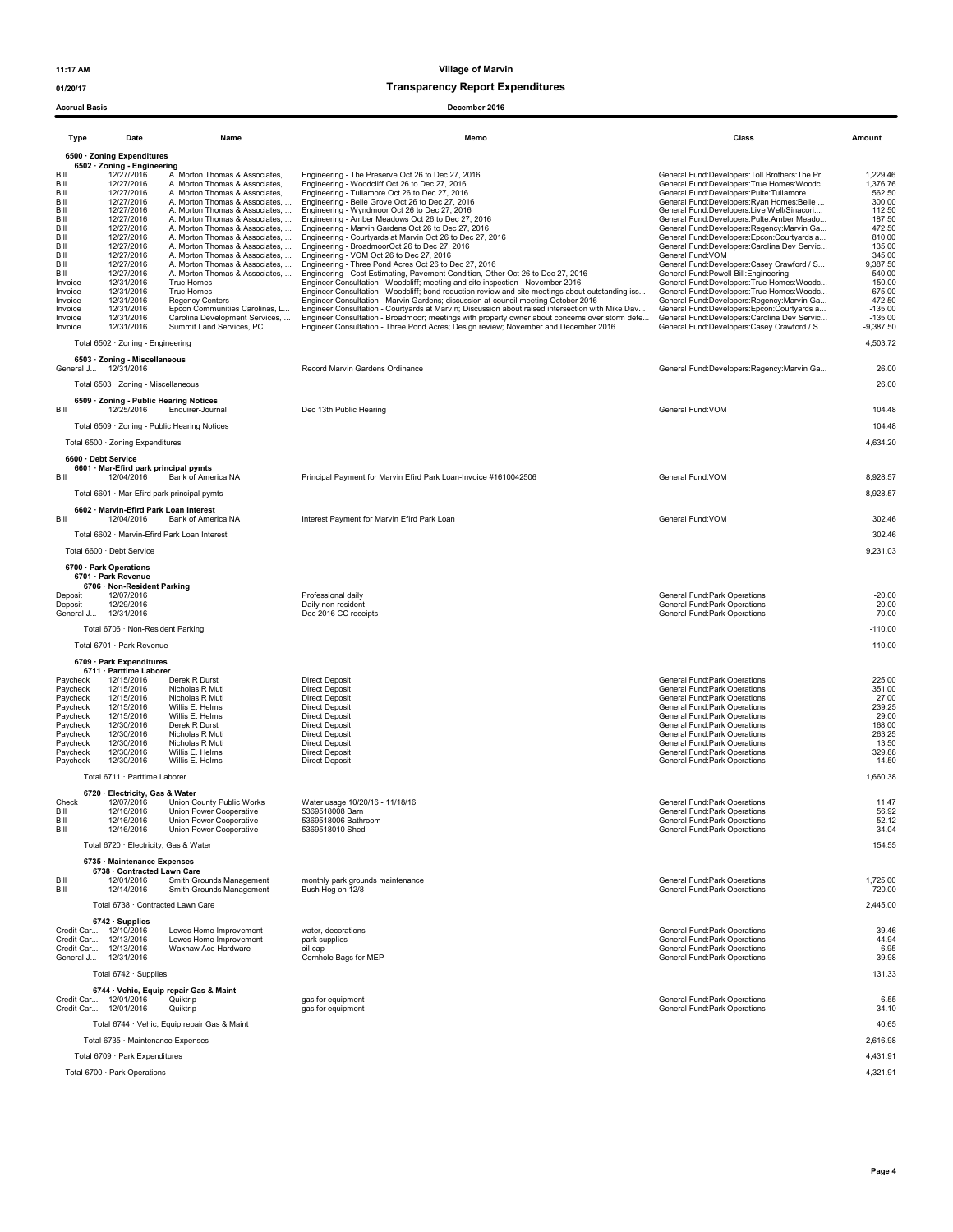11:17 AM
01/20/17
Accrual Basis

# Village of Marvin
## Transparency Report Expenditures
### December 2016

| Type | Date | Name | Memo | Class | Amount |
|---|---|---|---|---|---|
| **6500 · Zoning Expenditures** | | | | | |
| **6502 · Zoning - Engineering** | | | | | |
| Bill | 12/27/2016 | A. Morton Thomas & Associates, ... | Engineering - The Preserve Oct 26 to Dec 27, 2016 | General Fund:Developers:Toll Brothers:The Pr... | 1,229.46 |
| Bill | 12/27/2016 | A. Morton Thomas & Associates, ... | Engineering - Woodcliff Oct 26 to Dec 27, 2016 | General Fund:Developers:True Homes:Woodc... | 1,376.76 |
| Bill | 12/27/2016 | A. Morton Thomas & Associates, ... | Engineering - Tullamore Oct 26 to Dec 27, 2016 | General Fund:Developers:Pulte:Tullamore | 562.50 |
| Bill | 12/27/2016 | A. Morton Thomas & Associates, ... | Engineering - Belle Grove Oct 26 to Dec 27, 2016 | General Fund:Developers:Ryan Homes:Belle ... | 300.00 |
| Bill | 12/27/2016 | A. Morton Thomas & Associates, ... | Engineering - Wyndmoor Oct 26 to Dec 27, 2016 | General Fund:Developers:Live Well/Sinacori:... | 112.50 |
| Bill | 12/27/2016 | A. Morton Thomas & Associates, ... | Engineering - Amber Meadows Oct 26 to Dec 27, 2016 | General Fund:Developers:Pulte:Amber Meado... | 187.50 |
| Bill | 12/27/2016 | A. Morton Thomas & Associates, ... | Engineering - Marvin Gardens Oct 26 to Dec 27, 2016 | General Fund:Developers:Regency:Marvin Ga... | 472.50 |
| Bill | 12/27/2016 | A. Morton Thomas & Associates, ... | Engineering - Courtyards at Marvin Oct 26 to Dec 27, 2016 | General Fund:Developers:Epcon:Courtyards a... | 810.00 |
| Bill | 12/27/2016 | A. Morton Thomas & Associates, ... | Engineering - BroadmoorOct 26 to Dec 27, 2016 | General Fund:Developers:Carolina Dev Servic... | 135.00 |
| Bill | 12/27/2016 | A. Morton Thomas & Associates, ... | Engineering - VOM Oct 26 to Dec 27, 2016 | General Fund:VOM | 345.00 |
| Bill | 12/27/2016 | A. Morton Thomas & Associates, ... | Engineering - Three Pond Acres Oct 26 to Dec 27, 2016 | General Fund:Developers:Casey Crawford / S... | 9,387.50 |
| Bill | 12/27/2016 | A. Morton Thomas & Associates, ... | Engineering - Cost Estimating, Pavement Condition, Other Oct 26 to Dec 27, 2016 | General Fund:Powell Bill:Engineering | 540.00 |
| Invoice | 12/31/2016 | True Homes | Engineer Consultation - Woodcliff; meeting and site inspection - November 2016 | General Fund:Developers:True Homes:Woodc... | -150.00 |
| Invoice | 12/31/2016 | True Homes | Engineer Consultation - Woodcliff; bond reduction review and site meetings about outstanding iss... | General Fund:Developers:True Homes:Woodc... | -675.00 |
| Invoice | 12/31/2016 | Regency Centers | Engineer Consultation - Marvin Gardens; discussion at council meeting October 2016 | General Fund:Developers:Regency:Marvin Ga... | -472.50 |
| Invoice | 12/31/2016 | Epcon Communities Carolinas, L... | Engineer Consultation - Courtyards at Marvin; Discussion about raised intersection with Mike Dav... | General Fund:Developers:Epcon:Courtyards a... | -135.00 |
| Invoice | 12/31/2016 | Carolina Development Services, ... | Engineer Consultation - Broadmoor; meetings with property owner about concerns over storm dete... | General Fund:Developers:Carolina Dev Servic... | -135.00 |
| Invoice | 12/31/2016 | Summit Land Services, PC | Engineer Consultation - Three Pond Acres; Design review; November and December 2016 | General Fund:Developers:Casey Crawford / S... | -9,387.50 |
| Total 6502 · Zoning - Engineering | | | | | 4,503.72 |
| **6503 · Zoning - Miscellaneous** | | | | | |
| General J... | 12/31/2016 | | Record Marvin Gardens Ordinance | General Fund:Developers:Regency:Marvin Ga... | 26.00 |
| Total 6503 · Zoning - Miscellaneous | | | | | 26.00 |
| **6509 · Zoning - Public Hearing Notices** | | | | | |
| Bill | 12/25/2016 | Enquirer-Journal | Dec 13th Public Hearing | General Fund:VOM | 104.48 |
| Total 6509 · Zoning - Public Hearing Notices | | | | | 104.48 |
| Total 6500 · Zoning Expenditures | | | | | 4,634.20 |
| **6600 · Debt Service** | | | | | |
| **6601 · Mar-Efird park principal pymts** | | | | | |
| Bill | 12/04/2016 | Bank of America NA | Principal Payment for Marvin Efird Park Loan-Invoice #1610042506 | General Fund:VOM | 8,928.57 |
| Total 6601 · Mar-Efird park principal pymts | | | | | 8,928.57 |
| **6602 · Marvin-Efird Park Loan Interest** | | | | | |
| Bill | 12/04/2016 | Bank of America NA | Interest Payment for Marvin Efird Park Loan | General Fund:VOM | 302.46 |
| Total 6602 · Marvin-Efird Park Loan Interest | | | | | 302.46 |
| Total 6600 · Debt Service | | | | | 9,231.03 |
| **6700 · Park Operations** | | | | | |
| **6701 · Park Revenue** | | | | | |
| **6706 · Non-Resident Parking** | | | | | |
| Deposit | 12/07/2016 | | Professional daily | General Fund:Park Operations | -20.00 |
| Deposit | 12/29/2016 | | Daily non-resident | General Fund:Park Operations | -20.00 |
| General J... | 12/31/2016 | | Dec 2016 CC receipts | General Fund:Park Operations | -70.00 |
| Total 6706 · Non-Resident Parking | | | | | -110.00 |
| Total 6701 · Park Revenue | | | | | -110.00 |
| **6709 · Park Expenditures** | | | | | |
| **6711 · Parttime Laborer** | | | | | |
| Paycheck | 12/15/2016 | Derek R Durst | Direct Deposit | General Fund:Park Operations | 225.00 |
| Paycheck | 12/15/2016 | Nicholas R Muti | Direct Deposit | General Fund:Park Operations | 351.00 |
| Paycheck | 12/15/2016 | Nicholas R Muti | Direct Deposit | General Fund:Park Operations | 27.00 |
| Paycheck | 12/15/2016 | Willis E. Helms | Direct Deposit | General Fund:Park Operations | 239.25 |
| Paycheck | 12/15/2016 | Willis E. Helms | Direct Deposit | General Fund:Park Operations | 29.00 |
| Paycheck | 12/30/2016 | Derek R Durst | Direct Deposit | General Fund:Park Operations | 168.00 |
| Paycheck | 12/30/2016 | Nicholas R Muti | Direct Deposit | General Fund:Park Operations | 263.25 |
| Paycheck | 12/30/2016 | Nicholas R Muti | Direct Deposit | General Fund:Park Operations | 13.50 |
| Paycheck | 12/30/2016 | Willis E. Helms | Direct Deposit | General Fund:Park Operations | 329.88 |
| Paycheck | 12/30/2016 | Willis E. Helms | Direct Deposit | General Fund:Park Operations | 14.50 |
| Total 6711 · Parttime Laborer | | | | | 1,660.38 |
| **6720 · Electricity, Gas & Water** | | | | | |
| Check | 12/07/2016 | Union County Public Works | Water usage 10/20/16 - 11/18/16 | General Fund:Park Operations | 11.47 |
| Bill | 12/16/2016 | Union Power Cooperative | 5369518008 Barn | General Fund:Park Operations | 56.92 |
| Bill | 12/16/2016 | Union Power Cooperative | 5369518006 Bathroom | General Fund:Park Operations | 52.12 |
| Bill | 12/16/2016 | Union Power Cooperative | 5369518010 Shed | General Fund:Park Operations | 34.04 |
| Total 6720 · Electricity, Gas & Water | | | | | 154.55 |
| **6735 · Maintenance Expenses** | | | | | |
| **6738 · Contracted Lawn Care** | | | | | |
| Bill | 12/01/2016 | Smith Grounds Management | monthly park grounds maintenance | General Fund:Park Operations | 1,725.00 |
| Bill | 12/14/2016 | Smith Grounds Management | Bush Hog on 12/8 | General Fund:Park Operations | 720.00 |
| Total 6738 · Contracted Lawn Care | | | | | 2,445.00 |
| **6742 · Supplies** | | | | | |
| Credit Car... | 12/10/2016 | Lowes Home Improvement | water, decorations | General Fund:Park Operations | 39.46 |
| Credit Car... | 12/13/2016 | Lowes Home Improvement | park supplies | General Fund:Park Operations | 44.94 |
| Credit Car... | 12/13/2016 | Waxhaw Ace Hardware | oil cap | General Fund:Park Operations | 6.95 |
| General J... | 12/31/2016 | | Cornhole Bags for MEP | General Fund:Park Operations | 39.98 |
| Total 6742 · Supplies | | | | | 131.33 |
| **6744 · Vehic, Equip repair Gas & Maint** | | | | | |
| Credit Car... | 12/01/2016 | Quiktrip | gas for equipment | General Fund:Park Operations | 6.55 |
| Credit Car... | 12/01/2016 | Quiktrip | gas for equipment | General Fund:Park Operations | 34.10 |
| Total 6744 · Vehic, Equip repair Gas & Maint | | | | | 40.65 |
| Total 6735 · Maintenance Expenses | | | | | 2,616.98 |
| Total 6709 · Park Expenditures | | | | | 4,431.91 |
| Total 6700 · Park Operations | | | | | 4,321.91 |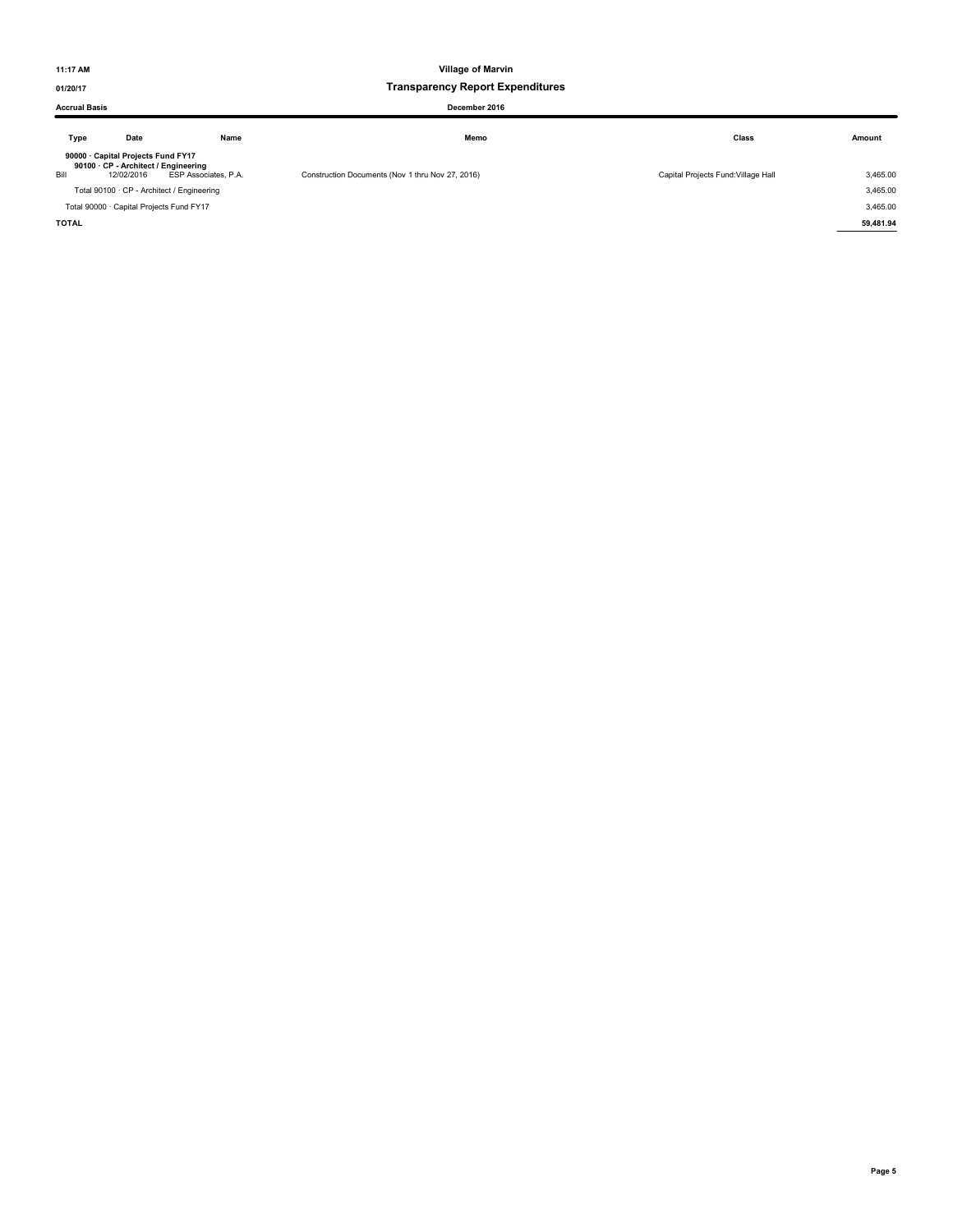| Type | Date | Name | Memo | Class | Amount |
|---|---|---|---|---|---|
| **90000 · Capital Projects Fund FY17** | | | | | |
| **90100 · CP - Architect / Engineering** | | | | | |
| Bill | 12/02/2016 | ESP Associates, P.A. | Construction Documents (Nov 1 thru Nov 27, 2016) | Capital Projects Fund:Village Hall | 3,465.00 |
| Total 90100 · CP - Architect / Engineering | | | | | 3,465.00 |
| Total 90000 · Capital Projects Fund FY17 | | | | | 3,465.00 |
| **TOTAL** | | | | | **59,481.94** |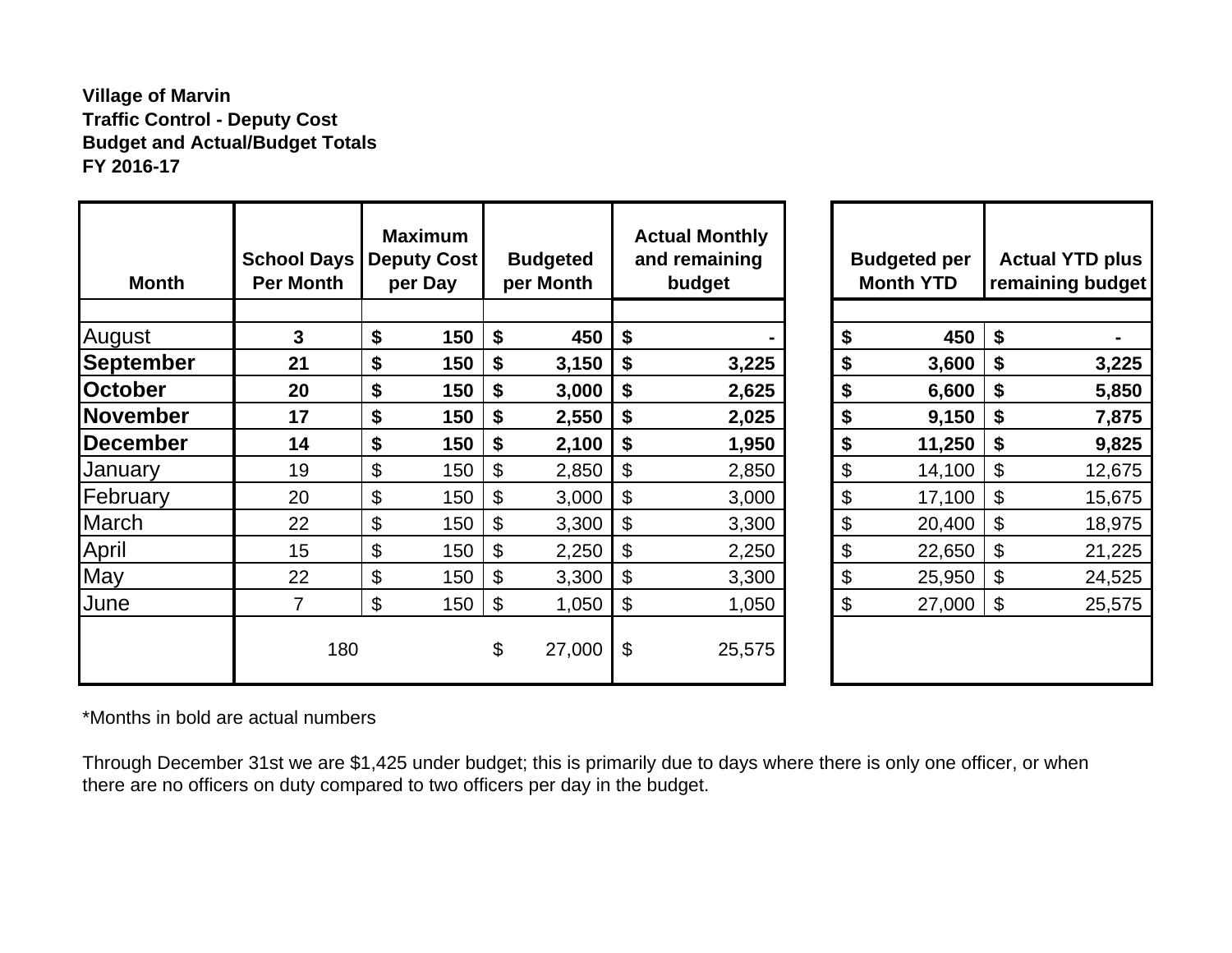**Village of Marvin**
**Traffic Control - Deputy Cost**
**Budget and Actual/Budget Totals**
**FY 2016-17**

| Month | School Days Per Month | Maximum Deputy Cost per Day | Budgeted per Month | Actual Monthly and remaining budget | Budgeted per Month YTD | Actual YTD plus remaining budget |
|---|---|---|---|---|---|---|
| August | **3** | **$ 150** | **$ 450** | **$ -** | **$ 450** | **$ -** |
| **September** | **21** | **$ 150** | **$ 3,150** | **$ 3,225** | **$ 3,600** | **$ 3,225** |
| **October** | **20** | **$ 150** | **$ 3,000** | **$ 2,625** | **$ 6,600** | **$ 5,850** |
| **November** | **17** | **$ 150** | **$ 2,550** | **$ 2,025** | **$ 9,150** | **$ 7,875** |
| **December** | **14** | **$ 150** | **$ 2,100** | **$ 1,950** | **$ 11,250** | **$ 9,825** |
| January | 19 | $ 150 | $ 2,850 | $ 2,850 | $ 14,100 | $ 12,675 |
| February | 20 | $ 150 | $ 3,000 | $ 3,000 | $ 17,100 | $ 15,675 |
| March | 22 | $ 150 | $ 3,300 | $ 3,300 | $ 20,400 | $ 18,975 |
| April | 15 | $ 150 | $ 2,250 | $ 2,250 | $ 22,650 | $ 21,225 |
| May | 22 | $ 150 | $ 3,300 | $ 3,300 | $ 25,950 | $ 24,525 |
| June | 7 | $ 150 | $ 1,050 | $ 1,050 | $ 27,000 | $ 25,575 |
| | 180 | | $ 27,000 | $ 25,575 | | |

*Months in bold are actual numbers

Through December 31st we are $1,425 under budget; this is primarily due to days where there is only one officer, or when there are no officers on duty compared to two officers per day in the budget.